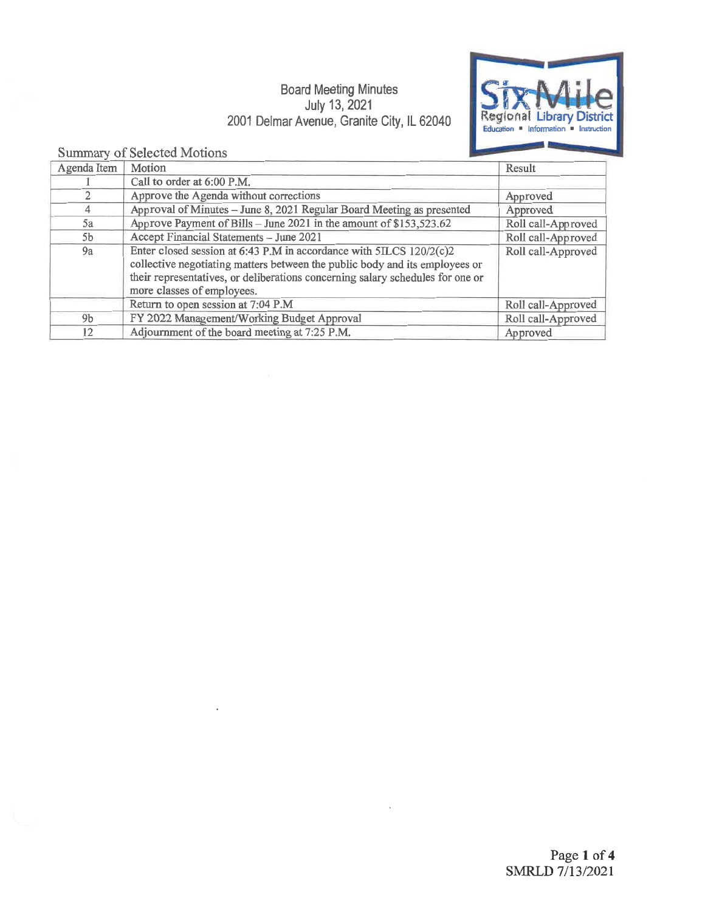Board Meeting Minutes
July 13, 2021
2001 Delmar Avenue, Granite City, IL 62040

Six Mile Regional Library District
Education ▪ Information ▪ Instruction

## Summary of Selected Motions

| Agenda Item | Motion | Result |
|---|---|---|
| 1 | Call to order at 6:00 P.M. | |
| 2 | Approve the Agenda without corrections | Approved |
| 4 | Approval of Minutes – June 8, 2021 Regular Board Meeting as presented | Approved |
| 5a | Approve Payment of Bills – June 2021 in the amount of $153,523.62 | Roll call-Approved |
| 5b | Accept Financial Statements – June 2021 | Roll call-Approved |
| 9a | Enter closed session at 6:43 P.M in accordance with 5ILCS 120/2(c)2 collective negotiating matters between the public body and its employees or their representatives, or deliberations concerning salary schedules for one or more classes of employees. | Roll call-Approved |
| | Return to open session at 7:04 P.M | Roll call-Approved |
| 9b | FY 2022 Management/Working Budget Approval | Roll call-Approved |
| 12 | Adjournment of the board meeting at 7:25 P.M. | Approved |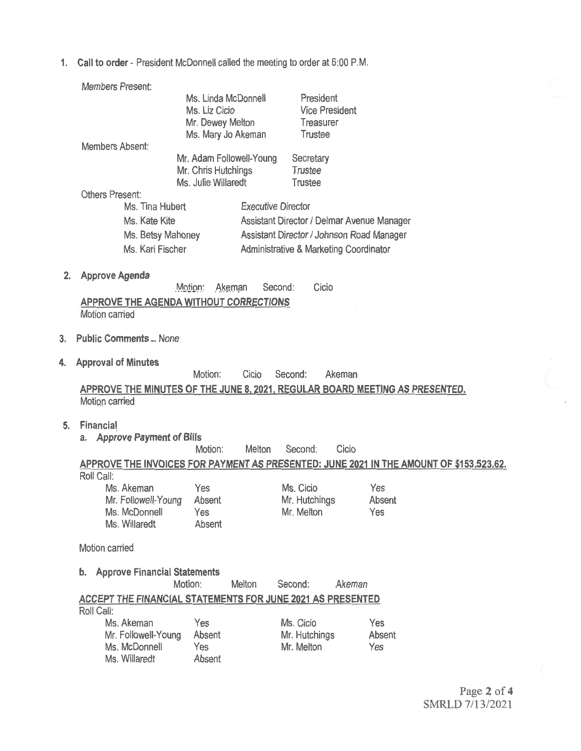1. **Call to order** - President McDonnell called the meeting to order at 6:00 P.M.

*Members Present:*

| | |
|---|---|
| Ms. Linda McDonnell | President |
| Ms. Liz Cicio | Vice President |
| Mr. Dewey Melton | Treasurer |
| Ms. Mary Jo Akeman | Trustee |

Members Absent:

| | |
|---|---|
| Mr. Adam Followell-Young | Secretary |
| Mr. Chris Hutchings | Trustee |
| Ms. Julie Willaredt | Trustee |

Others Present:

| | |
|---|---|
| Ms. Tina Hubert | Executive Director |
| Ms. Kate Kite | Assistant Director / Delmar Avenue Manager |
| Ms. Betsy Mahoney | Assistant Director / Johnson Road Manager |
| Ms. Kari Fischer | Administrative & Marketing Coordinator |

2. **Approve Agenda**

Motion: Akeman Second: Cicio

**APPROVE THE AGENDA WITHOUT CORRECTIONS**

Motion carried

3. **Public Comments** – *None*

4. **Approval of Minutes**

Motion: Cicio Second: Akeman

**APPROVE THE MINUTES OF THE JUNE 8, 2021, REGULAR BOARD MEETING AS PRESENTED.**

Motion carried

5. **Financial**

a. **Approve Payment of Bills**

Motion: Melton Second: Cicio

**APPROVE THE INVOICES FOR PAYMENT AS PRESENTED: JUNE 2021 IN THE AMOUNT OF $153,523.62.**

Roll Call:

| | | | |
|---|---|---|---|
| Ms. Akeman | Yes | Ms. Cicio | Yes |
| Mr. Followell-Young | Absent | Mr. Hutchings | Absent |
| Ms. McDonnell | Yes | Mr. Melton | Yes |
| Ms. Willaredt | Absent | | |

Motion carried

b. **Approve Financial Statements**

Motion: Melton Second: Akeman

**ACCEPT THE FINANCIAL STATEMENTS FOR JUNE 2021 AS PRESENTED**

Roll Call:

| | | | |
|---|---|---|---|
| Ms. Akeman | Yes | Ms. Cicio | Yes |
| Mr. Followell-Young | Absent | Mr. Hutchings | Absent |
| Ms. McDonnell | Yes | Mr. Melton | Yes |
| Ms. Willaredt | Absent | | |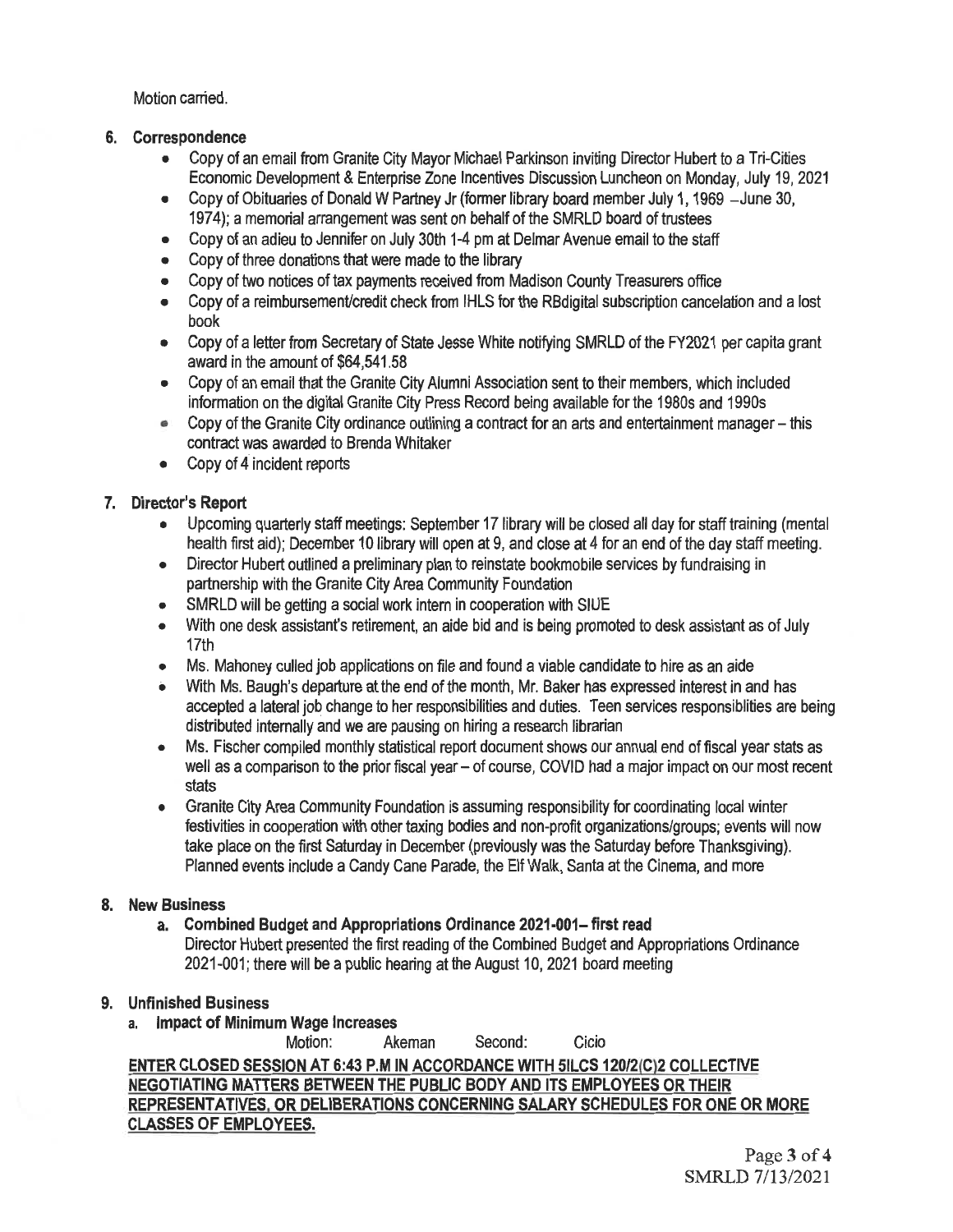Motion carried.

**6. Correspondence**

- Copy of an email from Granite City Mayor Michael Parkinson inviting Director Hubert to a Tri-Cities Economic Development & Enterprise Zone Incentives Discussion Luncheon on Monday, July 19, 2021
- Copy of Obituaries of Donald W Partney Jr (former library board member July 1, 1969 – June 30, 1974); a memorial arrangement was sent on behalf of the SMRLD board of trustees
- Copy of an adieu to Jennifer on July 30th 1-4 pm at Delmar Avenue email to the staff
- Copy of three donations that were made to the library
- Copy of two notices of tax payments received from Madison County Treasurers office
- Copy of a reimbursement/credit check from IHLS for the RBdigital subscription cancelation and a lost book
- Copy of a letter from Secretary of State Jesse White notifying SMRLD of the FY2021 per capita grant award in the amount of $64,541.58
- Copy of an email that the Granite City Alumni Association sent to their members, which included information on the digital Granite City Press Record being available for the 1980s and 1990s
- Copy of the Granite City ordinance outlining a contract for an arts and entertainment manager – this contract was awarded to Brenda Whitaker
- Copy of 4 incident reports

**7. Director's Report**

- Upcoming quarterly staff meetings: September 17 library will be closed all day for staff training (mental health first aid); December 10 library will open at 9, and close at 4 for an end of the day staff meeting.
- Director Hubert outlined a preliminary plan to reinstate bookmobile services by fundraising in partnership with the Granite City Area Community Foundation
- SMRLD will be getting a social work intern in cooperation with SIUE
- With one desk assistant's retirement, an aide bid and is being promoted to desk assistant as of July 17th
- Ms. Mahoney culled job applications on file and found a viable candidate to hire as an aide
- With Ms. Baugh's departure at the end of the month, Mr. Baker has expressed interest in and has accepted a lateral job change to her responsibilities and duties. Teen services responsiblities are being distributed internally and we are pausing on hiring a research librarian
- Ms. Fischer compiled monthly statistical report document shows our annual end of fiscal year stats as well as a comparison to the prior fiscal year – of course, COVID had a major impact on our most recent stats
- Granite City Area Community Foundation is assuming responsibility for coordinating local winter festivities in cooperation with other taxing bodies and non-profit organizations/groups; events will now take place on the first Saturday in December (previously was the Saturday before Thanksgiving). Planned events include a Candy Cane Parade, the Elf Walk, Santa at the Cinema, and more

**8. New Business**

**a. Combined Budget and Appropriations Ordinance 2021-001– first read**

Director Hubert presented the first reading of the Combined Budget and Appropriations Ordinance 2021-001; there will be a public hearing at the August 10, 2021 board meeting

**9. Unfinished Business**

**a. Impact of Minimum Wage Increases**

Motion: Akeman Second: Cicio

**ENTER CLOSED SESSION AT 6:43 P.M IN ACCORDANCE WITH 5ILCS 120/2(C)2 COLLECTIVE NEGOTIATING MATTERS BETWEEN THE PUBLIC BODY AND ITS EMPLOYEES OR THEIR REPRESENTATIVES, OR DELIBERATIONS CONCERNING SALARY SCHEDULES FOR ONE OR MORE CLASSES OF EMPLOYEES.**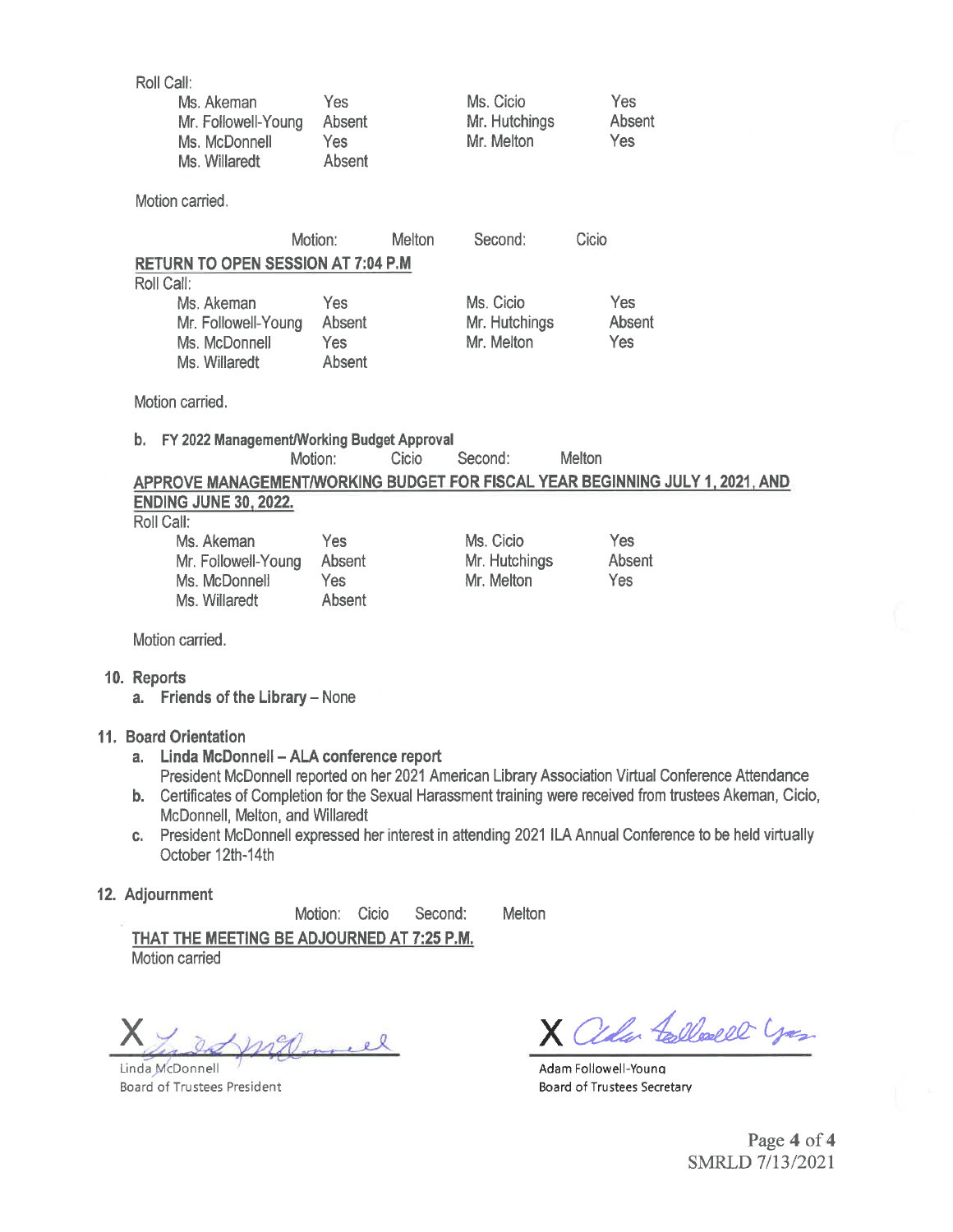Roll Call:

| | | | |
|---|---|---|---|
| Ms. Akeman | Yes | Ms. Cicio | Yes |
| Mr. Followell-Young | Absent | Mr. Hutchings | Absent |
| Ms. McDonnell | Yes | Mr. Melton | Yes |
| Ms. Willaredt | Absent | | |

Motion carried.

Motion: Melton Second: Cicio

**RETURN TO OPEN SESSION AT 7:04 P.M**

Roll Call:

| | | | |
|---|---|---|---|
| Ms. Akeman | Yes | Ms. Cicio | Yes |
| Mr. Followell-Young | Absent | Mr. Hutchings | Absent |
| Ms. McDonnell | Yes | Mr. Melton | Yes |
| Ms. Willaredt | Absent | | |

Motion carried.

**b. FY 2022 Management/Working Budget Approval**

Motion: Cicio Second: Melton

**APPROVE MANAGEMENT/WORKING BUDGET FOR FISCAL YEAR BEGINNING JULY 1, 2021, AND ENDING JUNE 30, 2022.**

Roll Call:

| | | | |
|---|---|---|---|
| Ms. Akeman | Yes | Ms. Cicio | Yes |
| Mr. Followell-Young | Absent | Mr. Hutchings | Absent |
| Ms. McDonnell | Yes | Mr. Melton | Yes |
| Ms. Willaredt | Absent | | |

Motion carried.

## 10. Reports

a. **Friends of the Library** – None

## 11. Board Orientation

a. **Linda McDonnell – ALA conference report**
   President McDonnell reported on her 2021 American Library Association Virtual Conference Attendance
b. Certificates of Completion for the Sexual Harassment training were received from trustees Akeman, Cicio, McDonnell, Melton, and Willaredt
c. President McDonnell expressed her interest in attending 2021 ILA Annual Conference to be held virtually October 12th-14th

## 12. Adjournment

Motion: Cicio Second: Melton

**THAT THE MEETING BE ADJOURNED AT 7:25 P.M.**

Motion carried

X _______________________
Linda McDonnell
Board of Trustees President

X _______________________
Adam Followell-Young
Board of Trustees Secretary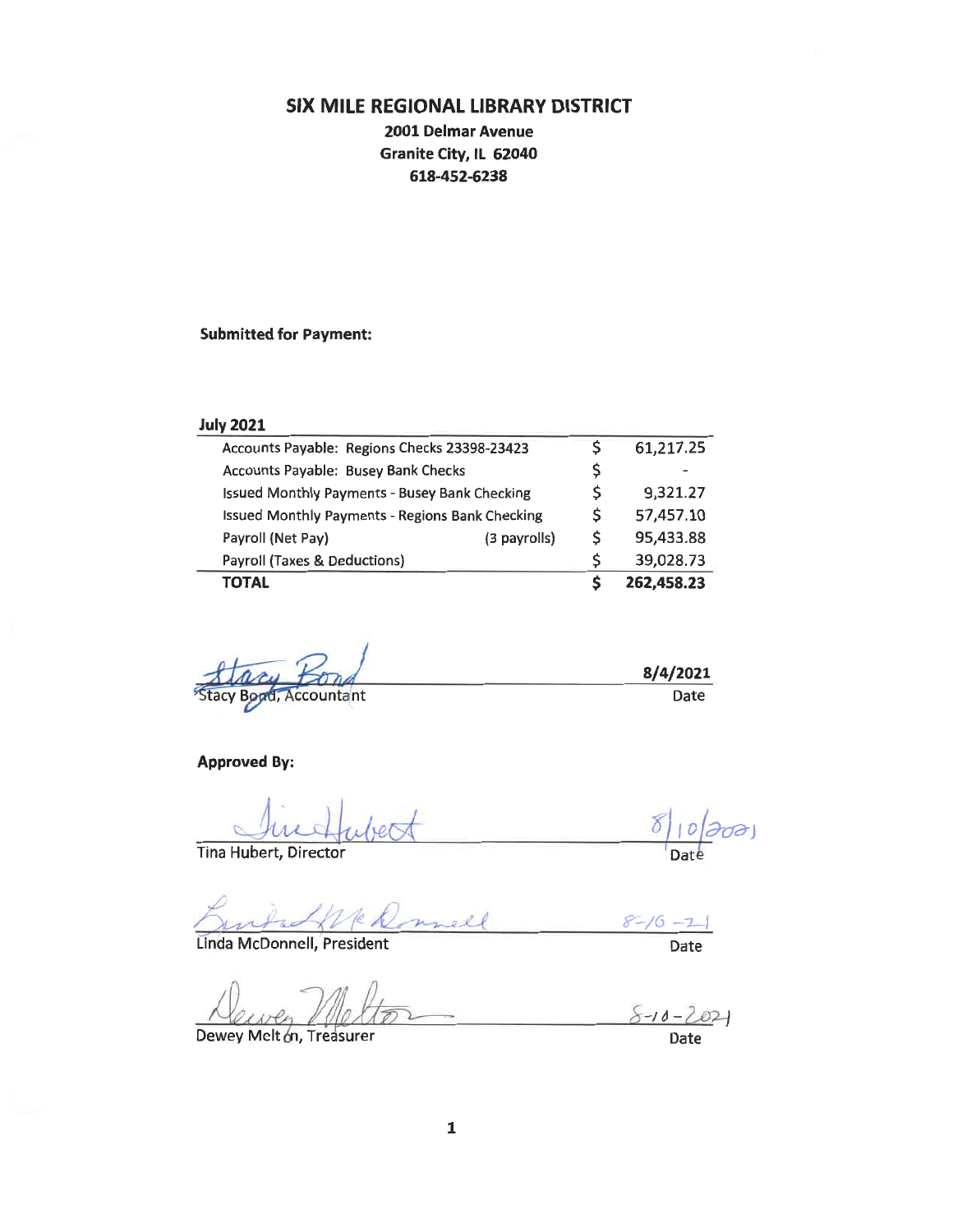# SIX MILE REGIONAL LIBRARY DISTRICT

**2001 Delmar Avenue**
**Granite City, IL 62040**
**618-452-6238**

**Submitted for Payment:**

**July 2021**

| | | | |
|---|---|---|---|
| Accounts Payable: Regions Checks 23398-23423 | | $ | 61,217.25 |
| Accounts Payable: Busey Bank Checks | | $ | - |
| Issued Monthly Payments - Busey Bank Checking | | $ | 9,321.27 |
| Issued Monthly Payments - Regions Bank Checking | | $ | 57,457.10 |
| Payroll (Net Pay) | (3 payrolls) | $ | 95,433.88 |
| Payroll (Taxes & Deductions) | | $ | 39,028.73 |
| **TOTAL** | | **$** | **262,458.23** |

Stacy Bond, Accountant — **8/4/2021** Date

**Approved By:**

Tina Hubert, Director — 8/10/2021 Date

Linda McDonnell, President — 8-10-21 Date

Dewey Melton, Treasurer — 8-10-2021 Date